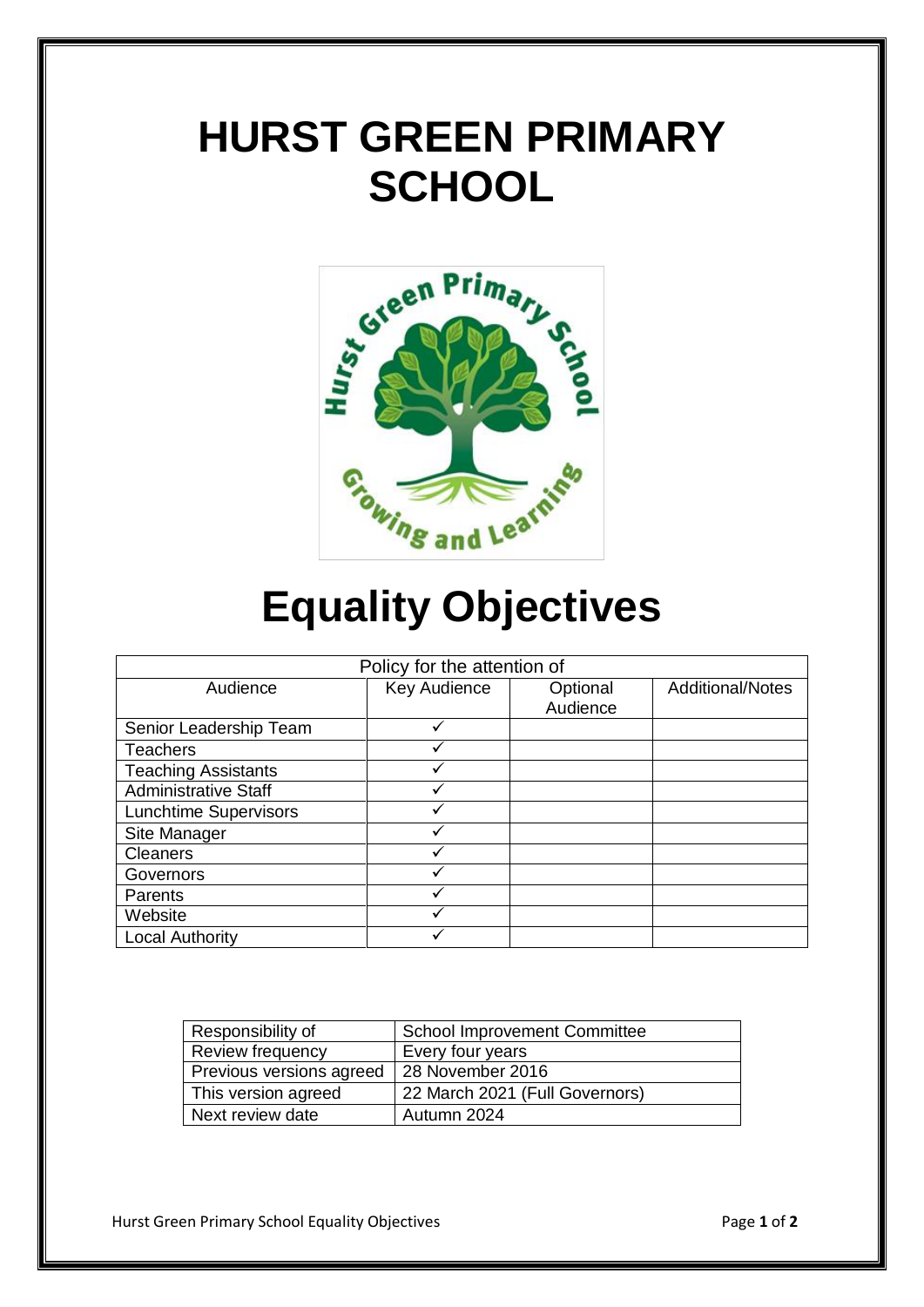# HURST GREEN PRIMARY SCHOOL

# Equality Objectives

| Policy for the attention of | | | |
|---|---|---|---|
| Audience | Key Audience | Optional Audience | Additional/Notes |
| Senior Leadership Team | ✓ | | |
| Teachers | ✓ | | |
| Teaching Assistants | ✓ | | |
| Administrative Staff | ✓ | | |
| Lunchtime Supervisors | ✓ | | |
| Site Manager | ✓ | | |
| Cleaners | ✓ | | |
| Governors | ✓ | | |
| Parents | ✓ | | |
| Website | ✓ | | |
| Local Authority | ✓ | | |

| Responsibility of | School Improvement Committee |
|---|---|
| Review frequency | Every four years |
| Previous versions agreed | 28 November 2016 |
| This version agreed | 22 March 2021 (Full Governors) |
| Next review date | Autumn 2024 |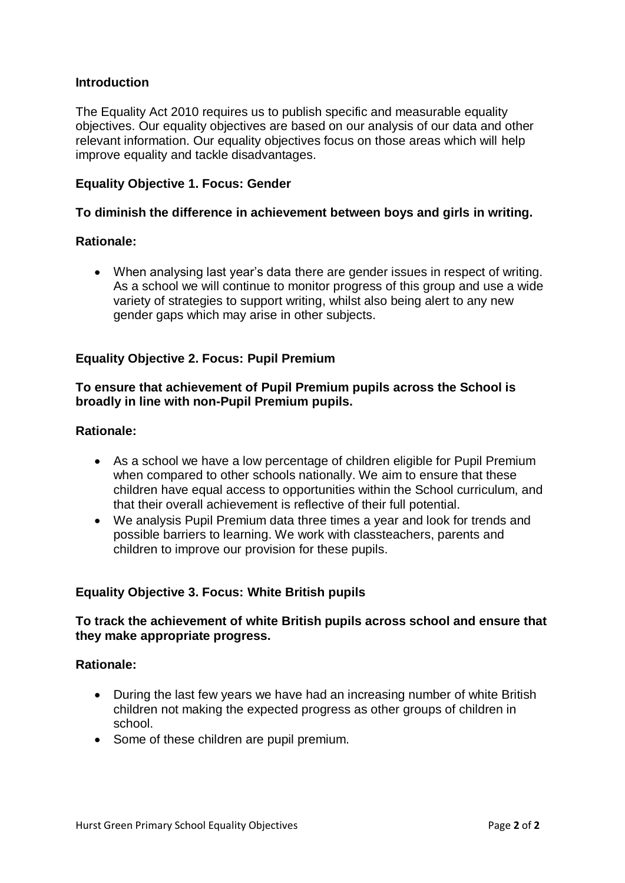## Introduction

The Equality Act 2010 requires us to publish specific and measurable equality objectives. Our equality objectives are based on our analysis of our data and other relevant information. Our equality objectives focus on those areas which will help improve equality and tackle disadvantages.

### Equality Objective 1. Focus: Gender

**To diminish the difference in achievement between boys and girls in writing.**

**Rationale:**

- When analysing last year's data there are gender issues in respect of writing. As a school we will continue to monitor progress of this group and use a wide variety of strategies to support writing, whilst also being alert to any new gender gaps which may arise in other subjects.

### Equality Objective 2. Focus: Pupil Premium

**To ensure that achievement of Pupil Premium pupils across the School is broadly in line with non-Pupil Premium pupils.**

**Rationale:**

- As a school we have a low percentage of children eligible for Pupil Premium when compared to other schools nationally. We aim to ensure that these children have equal access to opportunities within the School curriculum, and that their overall achievement is reflective of their full potential.
- We analysis Pupil Premium data three times a year and look for trends and possible barriers to learning. We work with classteachers, parents and children to improve our provision for these pupils.

### Equality Objective 3. Focus: White British pupils

**To track the achievement of white British pupils across school and ensure that they make appropriate progress.**

**Rationale:**

- During the last few years we have had an increasing number of white British children not making the expected progress as other groups of children in school.
- Some of these children are pupil premium.